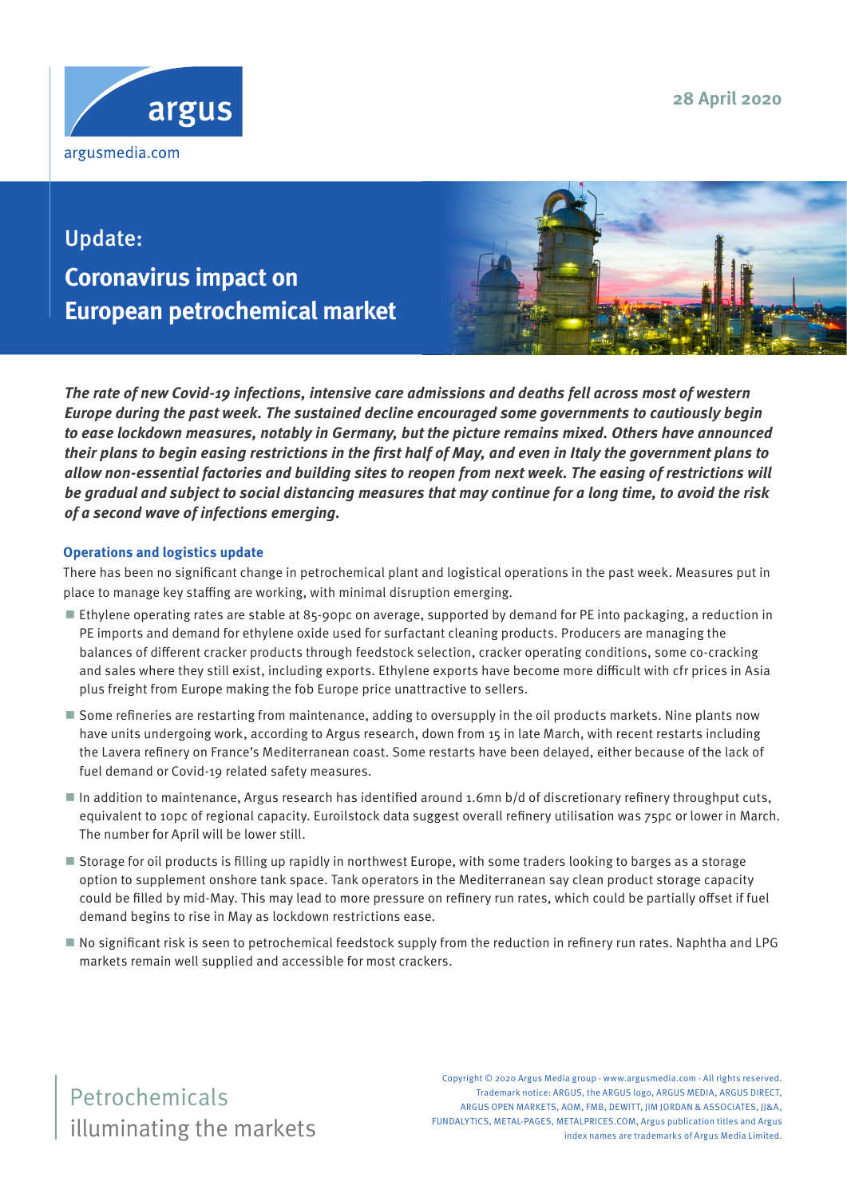argus

argusmedia.com

28 April 2020

# Update: Coronavirus impact on European petrochemical market

***The rate of new Covid-19 infections, intensive care admissions and deaths fell across most of western Europe during the past week. The sustained decline encouraged some governments to cautiously begin to ease lockdown measures, notably in Germany, but the picture remains mixed. Others have announced their plans to begin easing restrictions in the first half of May, and even in Italy the government plans to allow non-essential factories and building sites to reopen from next week. The easing of restrictions will be gradual and subject to social distancing measures that may continue for a long time, to avoid the risk of a second wave of infections emerging.***

## Operations and logistics update

There has been no significant change in petrochemical plant and logistical operations in the past week. Measures put in place to manage key staffing are working, with minimal disruption emerging.

- Ethylene operating rates are stable at 85-90pc on average, supported by demand for PE into packaging, a reduction in PE imports and demand for ethylene oxide used for surfactant cleaning products. Producers are managing the balances of different cracker products through feedstock selection, cracker operating conditions, some co-cracking and sales where they still exist, including exports. Ethylene exports have become more difficult with cfr prices in Asia plus freight from Europe making the fob Europe price unattractive to sellers.
- Some refineries are restarting from maintenance, adding to oversupply in the oil products markets. Nine plants now have units undergoing work, according to Argus research, down from 15 in late March, with recent restarts including the Lavera refinery on France's Mediterranean coast. Some restarts have been delayed, either because of the lack of fuel demand or Covid-19 related safety measures.
- In addition to maintenance, Argus research has identified around 1.6mn b/d of discretionary refinery throughput cuts, equivalent to 10pc of regional capacity. Euroilstock data suggest overall refinery utilisation was 75pc or lower in March. The number for April will be lower still.
- Storage for oil products is filling up rapidly in northwest Europe, with some traders looking to barges as a storage option to supplement onshore tank space. Tank operators in the Mediterranean say clean product storage capacity could be filled by mid-May. This may lead to more pressure on refinery run rates, which could be partially offset if fuel demand begins to rise in May as lockdown restrictions ease.
- No significant risk is seen to petrochemical feedstock supply from the reduction in refinery run rates. Naphtha and LPG markets remain well supplied and accessible for most crackers.

Petrochemicals illuminating the markets

Copyright © 2020 Argus Media group - www.argusmedia.com - All rights reserved. Trademark notice: ARGUS, the ARGUS logo, ARGUS MEDIA, ARGUS DIRECT, ARGUS OPEN MARKETS, AOM, FMB, DEWITT, JIM JORDAN & ASSOCIATES, JJ&A, FUNDALYTICS, METAL-PAGES, METALPRICES.COM, Argus publication titles and Argus index names are trademarks of Argus Media Limited.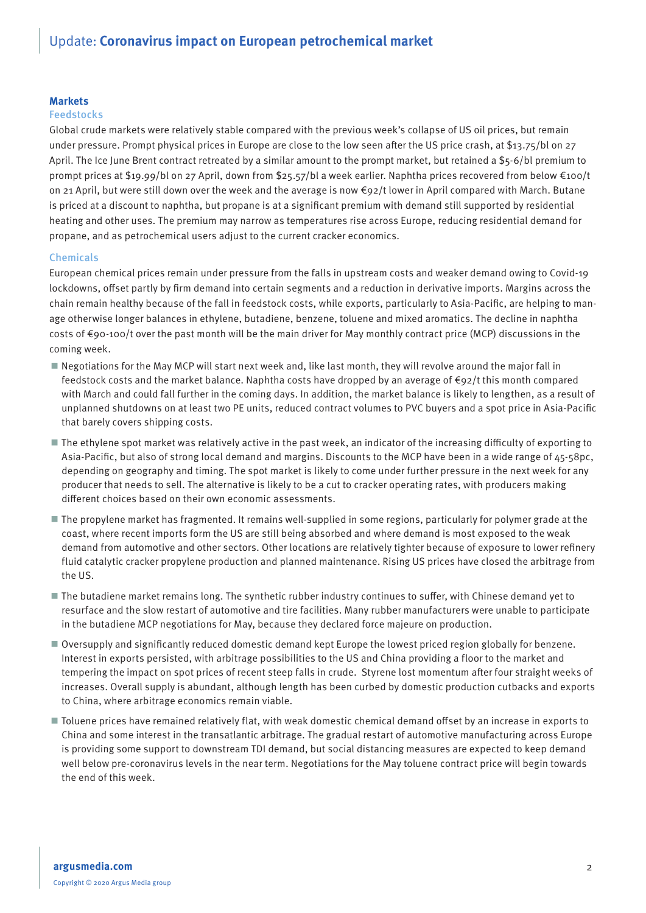## Markets

### Feedstocks

Global crude markets were relatively stable compared with the previous week's collapse of US oil prices, but remain under pressure. Prompt physical prices in Europe are close to the low seen after the US price crash, at $13.75/bl on 27 April. The Ice June Brent contract retreated by a similar amount to the prompt market, but retained a $5-6/bl premium to prompt prices at $19.99/bl on 27 April, down from $25.57/bl a week earlier. Naphtha prices recovered from below €100/t on 21 April, but were still down over the week and the average is now €92/t lower in April compared with March. Butane is priced at a discount to naphtha, but propane is at a significant premium with demand still supported by residential heating and other uses. The premium may narrow as temperatures rise across Europe, reducing residential demand for propane, and as petrochemical users adjust to the current cracker economics.

### Chemicals

European chemical prices remain under pressure from the falls in upstream costs and weaker demand owing to Covid-19 lockdowns, offset partly by firm demand into certain segments and a reduction in derivative imports. Margins across the chain remain healthy because of the fall in feedstock costs, while exports, particularly to Asia-Pacific, are helping to manage otherwise longer balances in ethylene, butadiene, benzene, toluene and mixed aromatics. The decline in naphtha costs of €90-100/t over the past month will be the main driver for May monthly contract price (MCP) discussions in the coming week.

- Negotiations for the May MCP will start next week and, like last month, they will revolve around the major fall in feedstock costs and the market balance. Naphtha costs have dropped by an average of €92/t this month compared with March and could fall further in the coming days. In addition, the market balance is likely to lengthen, as a result of unplanned shutdowns on at least two PE units, reduced contract volumes to PVC buyers and a spot price in Asia-Pacific that barely covers shipping costs.
- The ethylene spot market was relatively active in the past week, an indicator of the increasing difficulty of exporting to Asia-Pacific, but also of strong local demand and margins. Discounts to the MCP have been in a wide range of 45-58pc, depending on geography and timing. The spot market is likely to come under further pressure in the next week for any producer that needs to sell. The alternative is likely to be a cut to cracker operating rates, with producers making different choices based on their own economic assessments.
- The propylene market has fragmented. It remains well-supplied in some regions, particularly for polymer grade at the coast, where recent imports form the US are still being absorbed and where demand is most exposed to the weak demand from automotive and other sectors. Other locations are relatively tighter because of exposure to lower refinery fluid catalytic cracker propylene production and planned maintenance. Rising US prices have closed the arbitrage from the US.
- The butadiene market remains long. The synthetic rubber industry continues to suffer, with Chinese demand yet to resurface and the slow restart of automotive and tire facilities. Many rubber manufacturers were unable to participate in the butadiene MCP negotiations for May, because they declared force majeure on production.
- Oversupply and significantly reduced domestic demand kept Europe the lowest priced region globally for benzene. Interest in exports persisted, with arbitrage possibilities to the US and China providing a floor to the market and tempering the impact on spot prices of recent steep falls in crude. Styrene lost momentum after four straight weeks of increases. Overall supply is abundant, although length has been curbed by domestic production cutbacks and exports to China, where arbitrage economics remain viable.
- Toluene prices have remained relatively flat, with weak domestic chemical demand offset by an increase in exports to China and some interest in the transatlantic arbitrage. The gradual restart of automotive manufacturing across Europe is providing some support to downstream TDI demand, but social distancing measures are expected to keep demand well below pre-coronavirus levels in the near term. Negotiations for the May toluene contract price will begin towards the end of this week.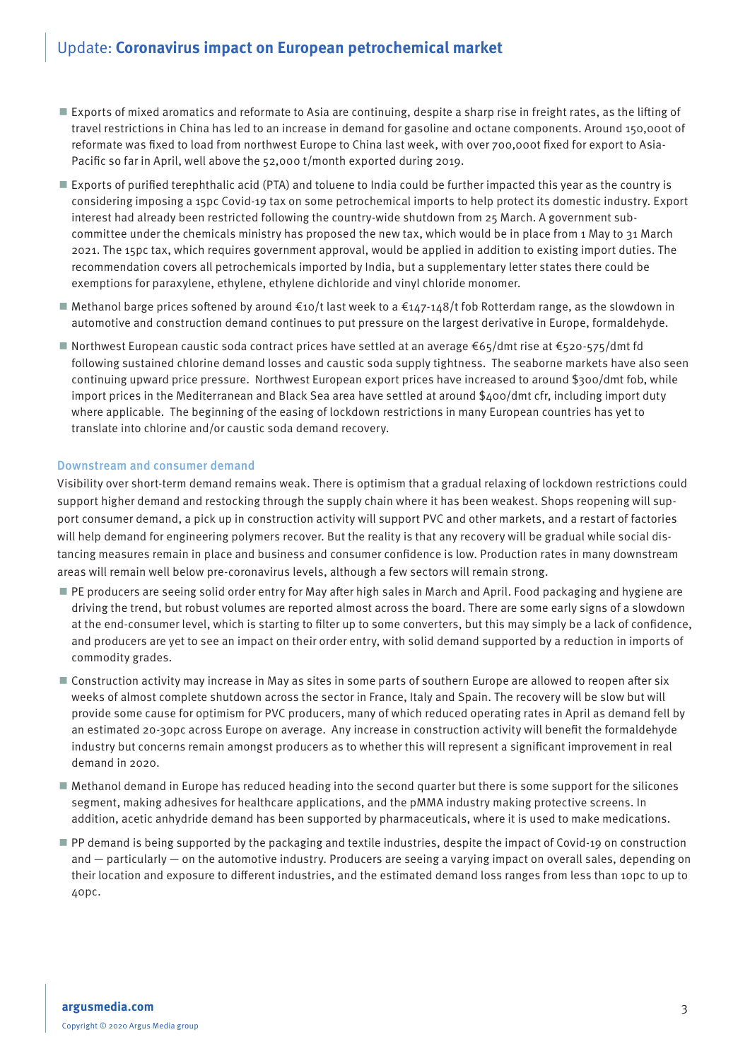- Exports of mixed aromatics and reformate to Asia are continuing, despite a sharp rise in freight rates, as the lifting of travel restrictions in China has led to an increase in demand for gasoline and octane components. Around 150,000t of reformate was fixed to load from northwest Europe to China last week, with over 700,000t fixed for export to Asia-Pacific so far in April, well above the 52,000 t/month exported during 2019.
- Exports of purified terephthalic acid (PTA) and toluene to India could be further impacted this year as the country is considering imposing a 15pc Covid-19 tax on some petrochemical imports to help protect its domestic industry. Export interest had already been restricted following the country-wide shutdown from 25 March. A government sub-committee under the chemicals ministry has proposed the new tax, which would be in place from 1 May to 31 March 2021. The 15pc tax, which requires government approval, would be applied in addition to existing import duties. The recommendation covers all petrochemicals imported by India, but a supplementary letter states there could be exemptions for paraxylene, ethylene, ethylene dichloride and vinyl chloride monomer.
- Methanol barge prices softened by around €10/t last week to a €147-148/t fob Rotterdam range, as the slowdown in automotive and construction demand continues to put pressure on the largest derivative in Europe, formaldehyde.
- Northwest European caustic soda contract prices have settled at an average €65/dmt rise at €520-575/dmt fd following sustained chlorine demand losses and caustic soda supply tightness. The seaborne markets have also seen continuing upward price pressure. Northwest European export prices have increased to around $300/dmt fob, while import prices in the Mediterranean and Black Sea area have settled at around $400/dmt cfr, including import duty where applicable. The beginning of the easing of lockdown restrictions in many European countries has yet to translate into chlorine and/or caustic soda demand recovery.

### Downstream and consumer demand

Visibility over short-term demand remains weak. There is optimism that a gradual relaxing of lockdown restrictions could support higher demand and restocking through the supply chain where it has been weakest. Shops reopening will support consumer demand, a pick up in construction activity will support PVC and other markets, and a restart of factories will help demand for engineering polymers recover. But the reality is that any recovery will be gradual while social distancing measures remain in place and business and consumer confidence is low. Production rates in many downstream areas will remain well below pre-coronavirus levels, although a few sectors will remain strong.

- PE producers are seeing solid order entry for May after high sales in March and April. Food packaging and hygiene are driving the trend, but robust volumes are reported almost across the board. There are some early signs of a slowdown at the end-consumer level, which is starting to filter up to some converters, but this may simply be a lack of confidence, and producers are yet to see an impact on their order entry, with solid demand supported by a reduction in imports of commodity grades.
- Construction activity may increase in May as sites in some parts of southern Europe are allowed to reopen after six weeks of almost complete shutdown across the sector in France, Italy and Spain. The recovery will be slow but will provide some cause for optimism for PVC producers, many of which reduced operating rates in April as demand fell by an estimated 20-30pc across Europe on average. Any increase in construction activity will benefit the formaldehyde industry but concerns remain amongst producers as to whether this will represent a significant improvement in real demand in 2020.
- Methanol demand in Europe has reduced heading into the second quarter but there is some support for the silicones segment, making adhesives for healthcare applications, and the pMMA industry making protective screens. In addition, acetic anhydride demand has been supported by pharmaceuticals, where it is used to make medications.
- PP demand is being supported by the packaging and textile industries, despite the impact of Covid-19 on construction and — particularly — on the automotive industry. Producers are seeing a varying impact on overall sales, depending on their location and exposure to different industries, and the estimated demand loss ranges from less than 10pc to up to 40pc.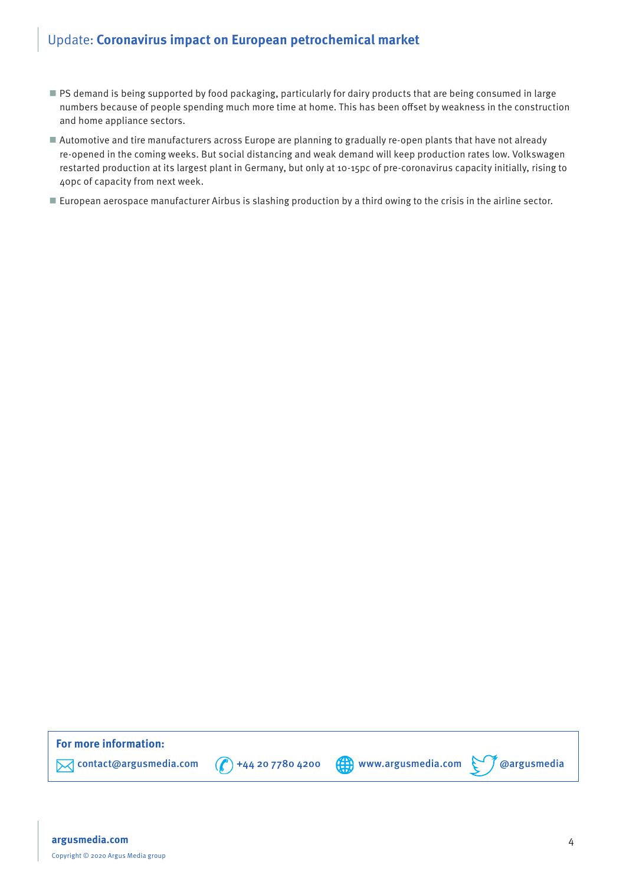- PS demand is being supported by food packaging, particularly for dairy products that are being consumed in large numbers because of people spending much more time at home. This has been offset by weakness in the construction and home appliance sectors.
- Automotive and tire manufacturers across Europe are planning to gradually re-open plants that have not already re-opened in the coming weeks. But social distancing and weak demand will keep production rates low. Volkswagen restarted production at its largest plant in Germany, but only at 10-15pc of pre-coronavirus capacity initially, rising to 40pc of capacity from next week.
- European aerospace manufacturer Airbus is slashing production by a third owing to the crisis in the airline sector.

**For more information:**

contact@argusmedia.com +44 20 7780 4200 www.argusmedia.com @argusmedia